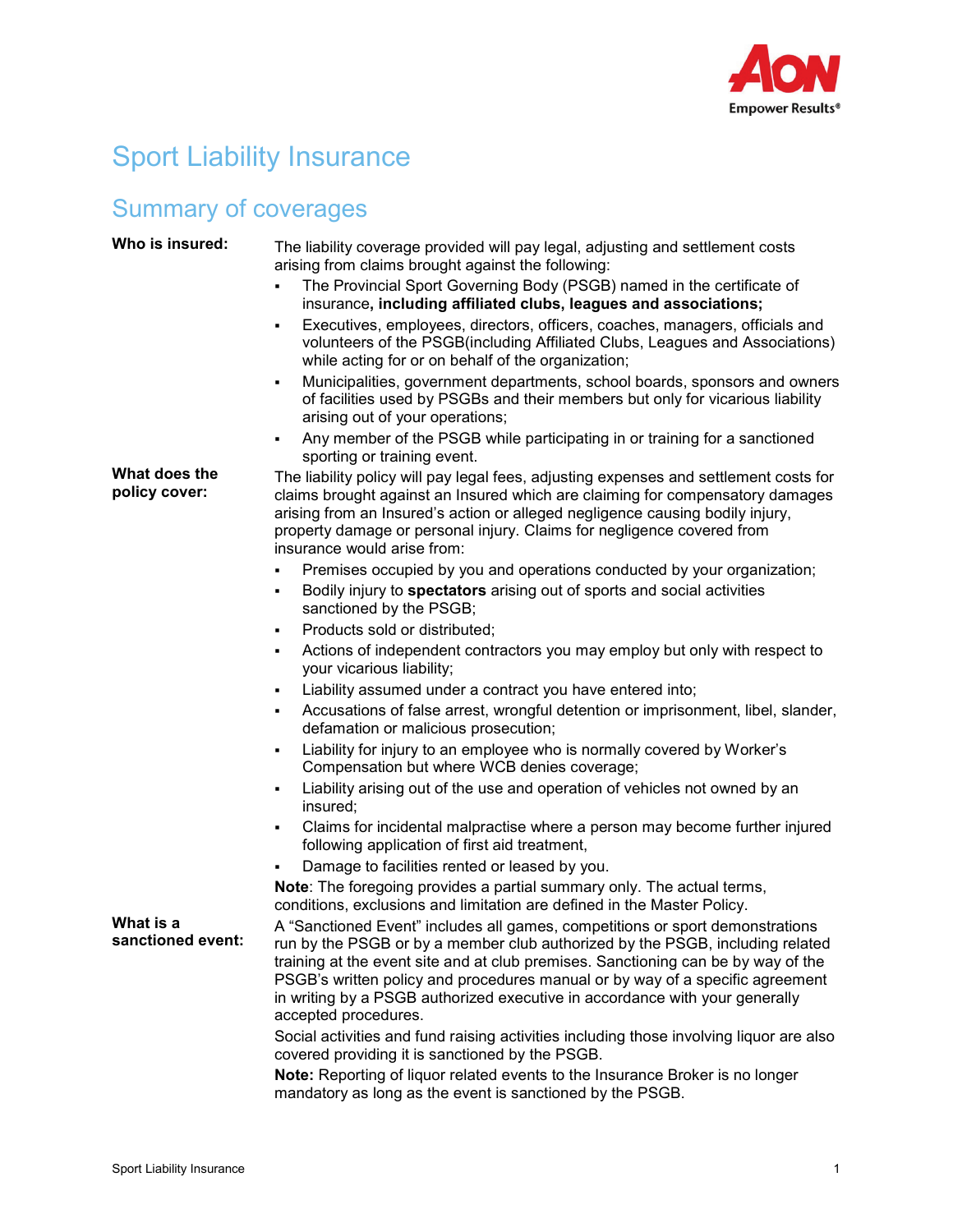# Sport Liability Insurance

## Summary of coverages

**Who is insured:**

The liability coverage provided will pay legal, adjusting and settlement costs arising from claims brought against the following:

- The Provincial Sport Governing Body (PSGB) named in the certificate of insurance**, including affiliated clubs, leagues and associations;**
- Executives, employees, directors, officers, coaches, managers, officials and volunteers of the PSGB(including Affiliated Clubs, Leagues and Associations) while acting for or on behalf of the organization;
- Municipalities, government departments, school boards, sponsors and owners of facilities used by PSGBs and their members but only for vicarious liability arising out of your operations;
- Any member of the PSGB while participating in or training for a sanctioned sporting or training event.

**What does the policy cover:**

The liability policy will pay legal fees, adjusting expenses and settlement costs for claims brought against an Insured which are claiming for compensatory damages arising from an Insured's action or alleged negligence causing bodily injury, property damage or personal injury. Claims for negligence covered from insurance would arise from:

- Premises occupied by you and operations conducted by your organization;
- Bodily injury to **spectators** arising out of sports and social activities sanctioned by the PSGB;
- Products sold or distributed;
- Actions of independent contractors you may employ but only with respect to your vicarious liability;
- Liability assumed under a contract you have entered into;
- Accusations of false arrest, wrongful detention or imprisonment, libel, slander, defamation or malicious prosecution;
- Liability for injury to an employee who is normally covered by Worker's Compensation but where WCB denies coverage;
- Liability arising out of the use and operation of vehicles not owned by an insured;
- Claims for incidental malpractise where a person may become further injured following application of first aid treatment,
- Damage to facilities rented or leased by you.

**Note**: The foregoing provides a partial summary only. The actual terms, conditions, exclusions and limitation are defined in the Master Policy.

**What is a sanctioned event:**

A "Sanctioned Event" includes all games, competitions or sport demonstrations run by the PSGB or by a member club authorized by the PSGB, including related training at the event site and at club premises. Sanctioning can be by way of the PSGB's written policy and procedures manual or by way of a specific agreement in writing by a PSGB authorized executive in accordance with your generally accepted procedures.

Social activities and fund raising activities including those involving liquor are also covered providing it is sanctioned by the PSGB.

**Note:** Reporting of liquor related events to the Insurance Broker is no longer mandatory as long as the event is sanctioned by the PSGB.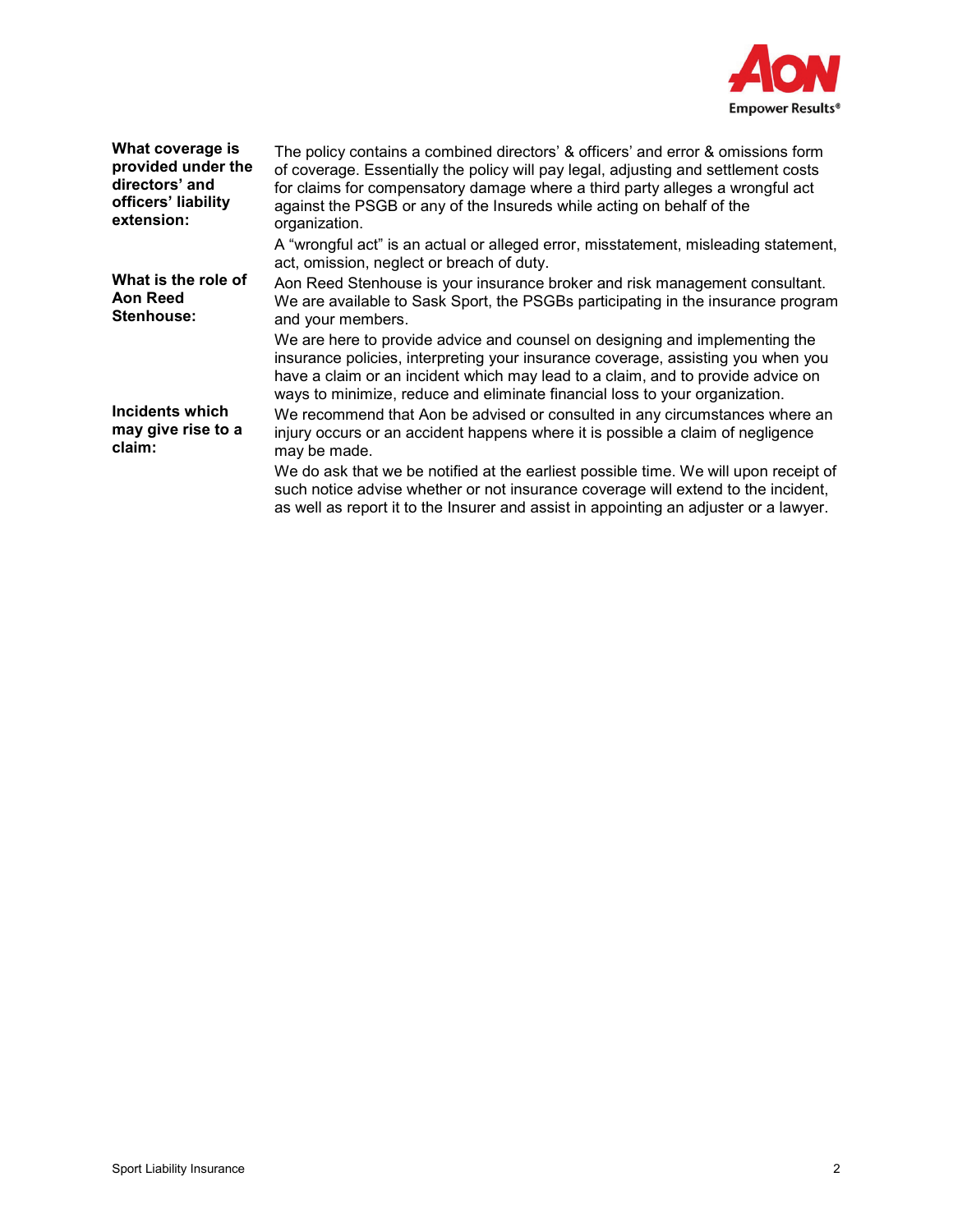**What coverage is provided under the directors' and officers' liability extension:**

The policy contains a combined directors' & officers' and error & omissions form of coverage. Essentially the policy will pay legal, adjusting and settlement costs for claims for compensatory damage where a third party alleges a wrongful act against the PSGB or any of the Insureds while acting on behalf of the organization.

A "wrongful act" is an actual or alleged error, misstatement, misleading statement, act, omission, neglect or breach of duty.

**What is the role of Aon Reed Stenhouse:**

Aon Reed Stenhouse is your insurance broker and risk management consultant. We are available to Sask Sport, the PSGBs participating in the insurance program and your members.

We are here to provide advice and counsel on designing and implementing the insurance policies, interpreting your insurance coverage, assisting you when you have a claim or an incident which may lead to a claim, and to provide advice on ways to minimize, reduce and eliminate financial loss to your organization.

**Incidents which may give rise to a claim:**

We recommend that Aon be advised or consulted in any circumstances where an injury occurs or an accident happens where it is possible a claim of negligence may be made.

We do ask that we be notified at the earliest possible time. We will upon receipt of such notice advise whether or not insurance coverage will extend to the incident, as well as report it to the Insurer and assist in appointing an adjuster or a lawyer.